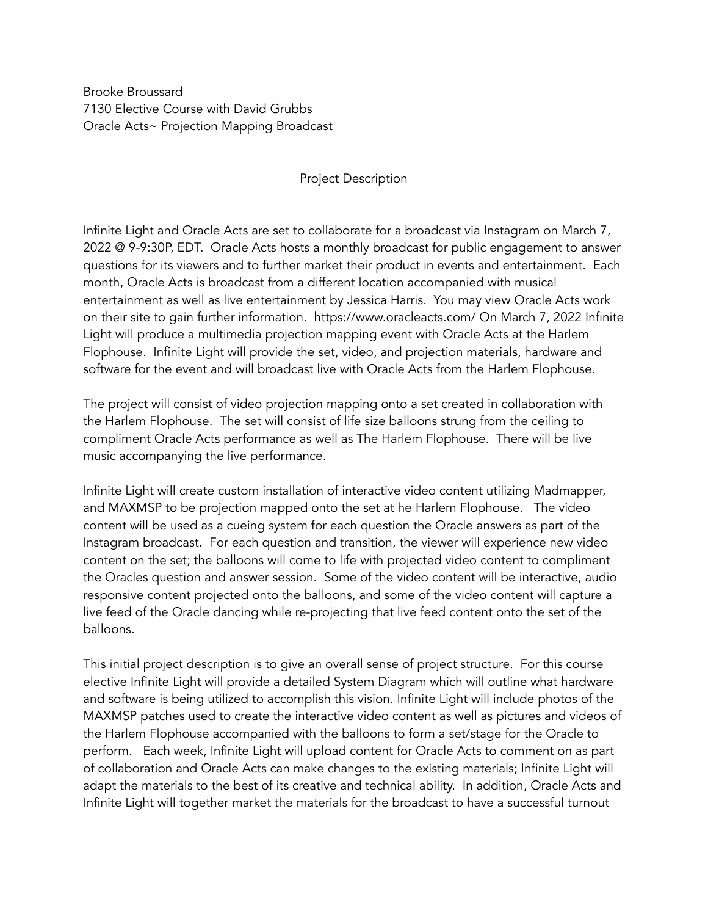Brooke Broussard
7130 Elective Course with David Grubbs
Oracle Acts~ Projection Mapping Broadcast

## Project Description

Infinite Light and Oracle Acts are set to collaborate for a broadcast via Instagram on March 7, 2022 @ 9-9:30P, EDT. Oracle Acts hosts a monthly broadcast for public engagement to answer questions for its viewers and to further market their product in events and entertainment. Each month, Oracle Acts is broadcast from a different location accompanied with musical entertainment as well as live entertainment by Jessica Harris. You may view Oracle Acts work on their site to gain further information. https://www.oracleacts.com/ On March 7, 2022 Infinite Light will produce a multimedia projection mapping event with Oracle Acts at the Harlem Flophouse. Infinite Light will provide the set, video, and projection materials, hardware and software for the event and will broadcast live with Oracle Acts from the Harlem Flophouse.

The project will consist of video projection mapping onto a set created in collaboration with the Harlem Flophouse. The set will consist of life size balloons strung from the ceiling to compliment Oracle Acts performance as well as The Harlem Flophouse. There will be live music accompanying the live performance.

Infinite Light will create custom installation of interactive video content utilizing Madmapper, and MAXMSP to be projection mapped onto the set at he Harlem Flophouse. The video content will be used as a cueing system for each question the Oracle answers as part of the Instagram broadcast. For each question and transition, the viewer will experience new video content on the set; the balloons will come to life with projected video content to compliment the Oracles question and answer session. Some of the video content will be interactive, audio responsive content projected onto the balloons, and some of the video content will capture a live feed of the Oracle dancing while re-projecting that live feed content onto the set of the balloons.

This initial project description is to give an overall sense of project structure. For this course elective Infinite Light will provide a detailed System Diagram which will outline what hardware and software is being utilized to accomplish this vision. Infinite Light will include photos of the MAXMSP patches used to create the interactive video content as well as pictures and videos of the Harlem Flophouse accompanied with the balloons to form a set/stage for the Oracle to perform. Each week, Infinite Light will upload content for Oracle Acts to comment on as part of collaboration and Oracle Acts can make changes to the existing materials; Infinite Light will adapt the materials to the best of its creative and technical ability. In addition, Oracle Acts and Infinite Light will together market the materials for the broadcast to have a successful turnout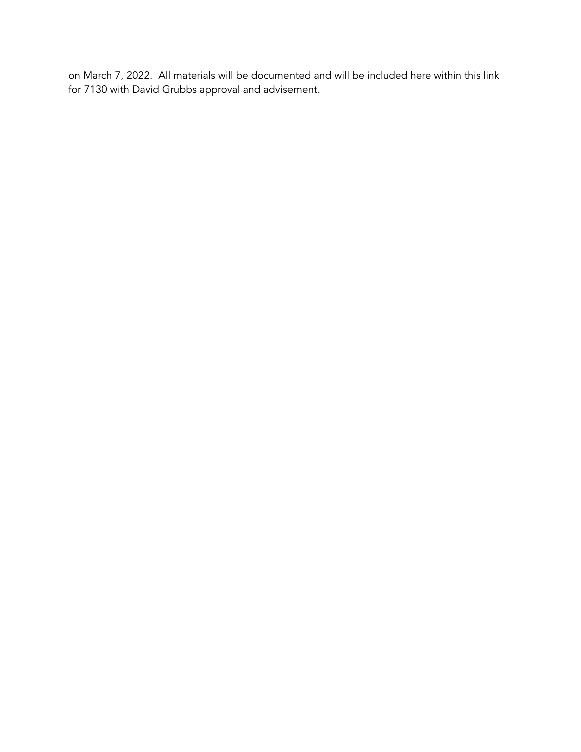on March 7, 2022. All materials will be documented and will be included here within this link for 7130 with David Grubbs approval and advisement.